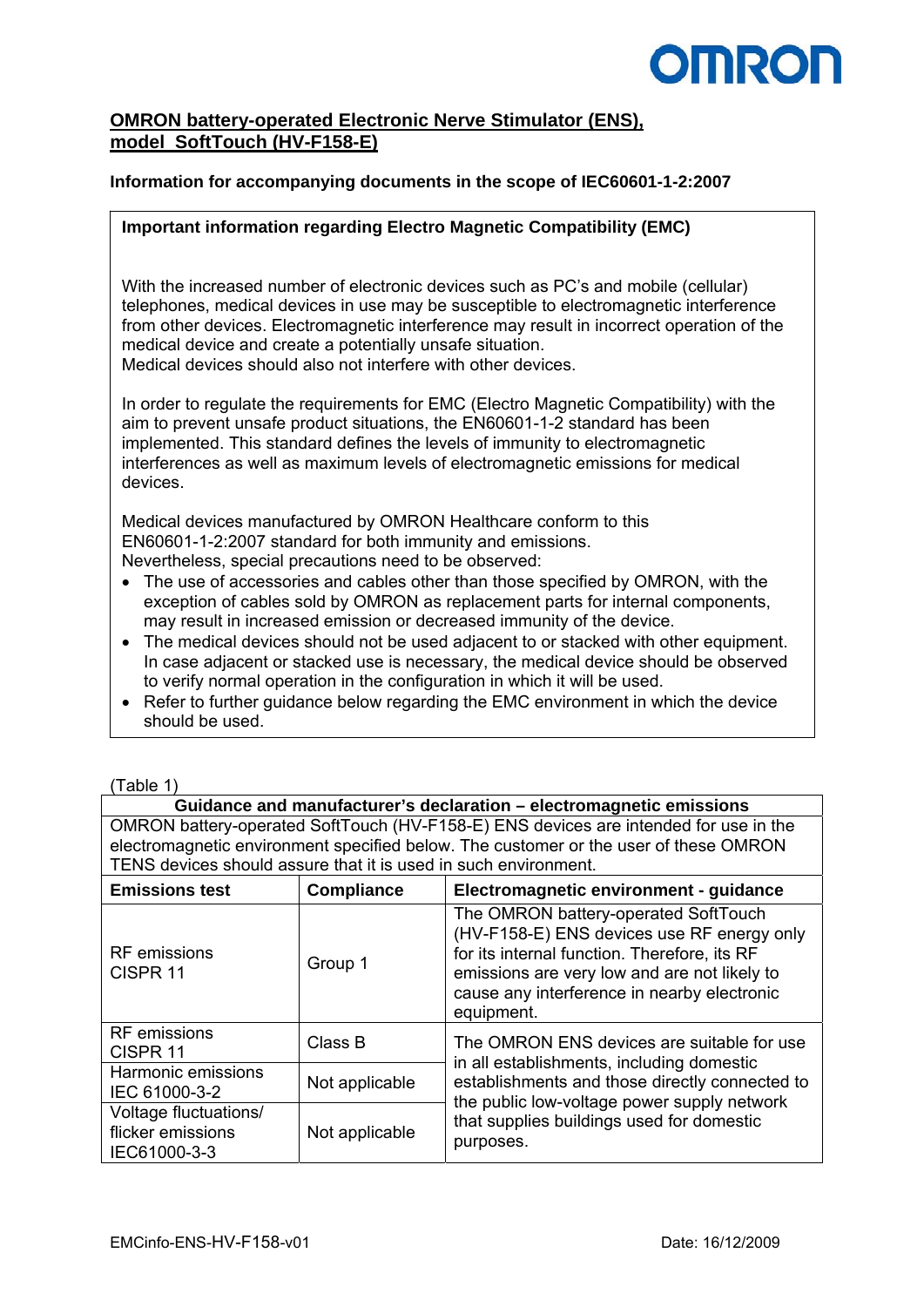**OMRON battery-operated Electronic Nerve Stimulator (ENS), model SoftTouch (HV-F158-E)**

**Information for accompanying documents in the scope of IEC60601-1-2:2007**

**Important information regarding Electro Magnetic Compatibility (EMC)**

With the increased number of electronic devices such as PC's and mobile (cellular) telephones, medical devices in use may be susceptible to electromagnetic interference from other devices. Electromagnetic interference may result in incorrect operation of the medical device and create a potentially unsafe situation.
Medical devices should also not interfere with other devices.

In order to regulate the requirements for EMC (Electro Magnetic Compatibility) with the aim to prevent unsafe product situations, the EN60601-1-2 standard has been implemented. This standard defines the levels of immunity to electromagnetic interferences as well as maximum levels of electromagnetic emissions for medical devices.

Medical devices manufactured by OMRON Healthcare conform to this EN60601-1-2:2007 standard for both immunity and emissions.
Nevertheless, special precautions need to be observed:

- The use of accessories and cables other than those specified by OMRON, with the exception of cables sold by OMRON as replacement parts for internal components, may result in increased emission or decreased immunity of the device.
- The medical devices should not be used adjacent to or stacked with other equipment. In case adjacent or stacked use is necessary, the medical device should be observed to verify normal operation in the configuration in which it will be used.
- Refer to further guidance below regarding the EMC environment in which the device should be used.

(Table 1)

| Guidance and manufacturer's declaration – electromagnetic emissions | | |
|---|---|---|
| OMRON battery-operated SoftTouch (HV-F158-E) ENS devices are intended for use in the electromagnetic environment specified below. The customer or the user of these OMRON TENS devices should assure that it is used in such environment. | | |
| **Emissions test** | **Compliance** | **Electromagnetic environment - guidance** |
| RF emissions CISPR 11 | Group 1 | The OMRON battery-operated SoftTouch (HV-F158-E) ENS devices use RF energy only for its internal function. Therefore, its RF emissions are very low and are not likely to cause any interference in nearby electronic equipment. |
| RF emissions CISPR 11 | Class B | The OMRON ENS devices are suitable for use in all establishments, including domestic establishments and those directly connected to the public low-voltage power supply network that supplies buildings used for domestic purposes. |
| Harmonic emissions IEC 61000-3-2 | Not applicable | |
| Voltage fluctuations/ flicker emissions IEC61000-3-3 | Not applicable | |

EMCinfo-ENS-HV-F158-v01 Date: 16/12/2009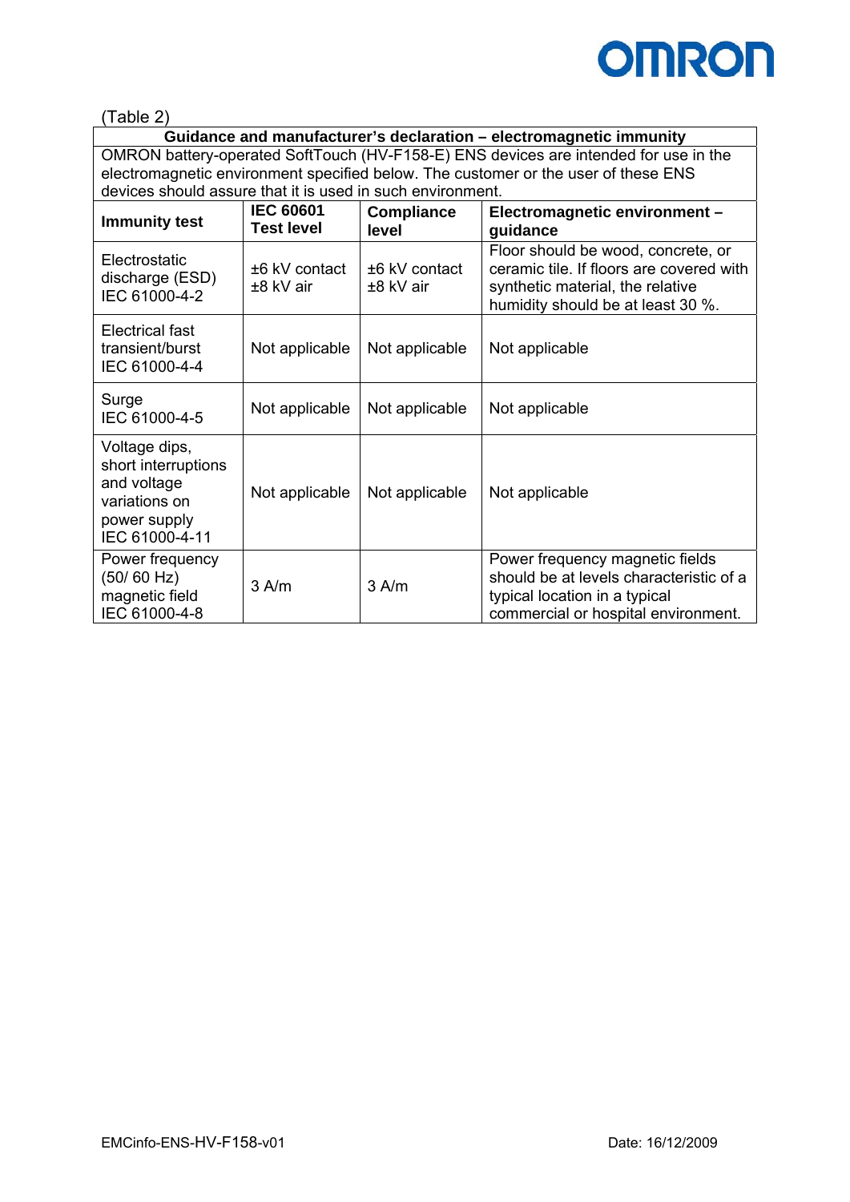(Table 2)

| Guidance and manufacturer's declaration – electromagnetic immunity | | | |
|---|---|---|---|
| OMRON battery-operated SoftTouch (HV-F158-E) ENS devices are intended for use in the electromagnetic environment specified below. The customer or the user of these ENS devices should assure that it is used in such environment. | | | |
| **Immunity test** | **IEC 60601 Test level** | **Compliance level** | **Electromagnetic environment – guidance** |
| Electrostatic discharge (ESD) IEC 61000-4-2 | ±6 kV contact ±8 kV air | ±6 kV contact ±8 kV air | Floor should be wood, concrete, or ceramic tile. If floors are covered with synthetic material, the relative humidity should be at least 30 %. |
| Electrical fast transient/burst IEC 61000-4-4 | Not applicable | Not applicable | Not applicable |
| Surge IEC 61000-4-5 | Not applicable | Not applicable | Not applicable |
| Voltage dips, short interruptions and voltage variations on power supply IEC 61000-4-11 | Not applicable | Not applicable | Not applicable |
| Power frequency (50/ 60 Hz) magnetic field IEC 61000-4-8 | 3 A/m | 3 A/m | Power frequency magnetic fields should be at levels characteristic of a typical location in a typical commercial or hospital environment. |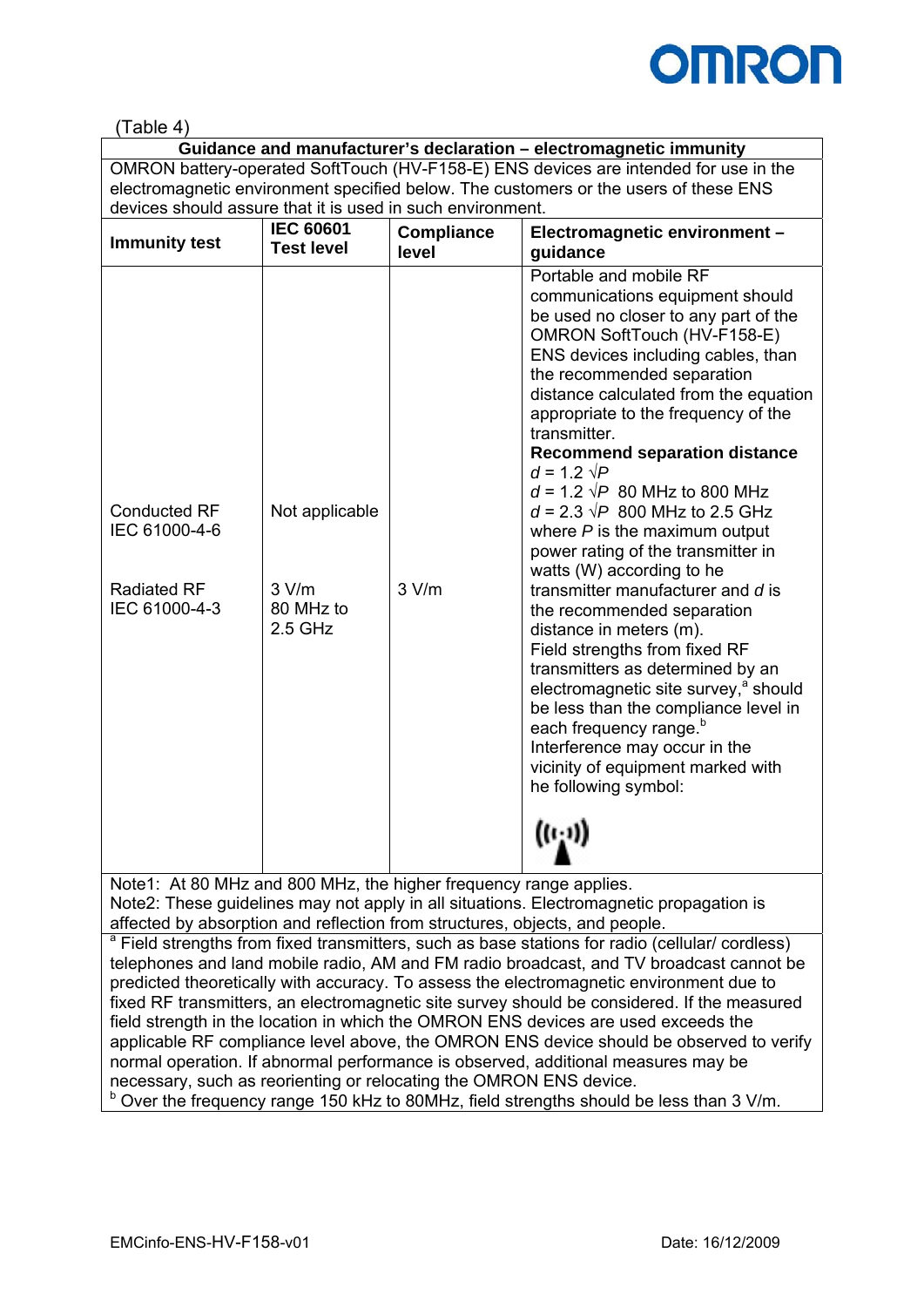(Table 4)

| Guidance and manufacturer's declaration – electromagnetic immunity | | | |
|---|---|---|---|
| OMRON battery-operated SoftTouch (HV-F158-E) ENS devices are intended for use in the electromagnetic environment specified below. The customers or the users of these ENS devices should assure that it is used in such environment. | | | |
| **Immunity test** | **IEC 60601 Test level** | **Compliance level** | **Electromagnetic environment – guidance** |
| Conducted RF IEC 61000-4-6<br><br>Radiated RF IEC 61000-4-3 | Not applicable<br><br>3 V/m 80 MHz to 2.5 GHz | <br><br>3 V/m | Portable and mobile RF communications equipment should be used no closer to any part of the OMRON SoftTouch (HV-F158-E) ENS devices including cables, than the recommended separation distance calculated from the equation appropriate to the frequency of the transmitter.<br>**Recommend separation distance**<br>$d = 1.2 \sqrt{P}$<br>$d = 1.2 \sqrt{P}$ 80 MHz to 800 MHz<br>$d = 2.3 \sqrt{P}$ 800 MHz to 2.5 GHz<br>where $P$ is the maximum output power rating of the transmitter in watts (W) according to he transmitter manufacturer and $d$ is the recommended separation distance in meters (m).<br>Field strengths from fixed RF transmitters as determined by an electromagnetic site survey,[a] should be less than the compliance level in each frequency range.[b]<br>Interference may occur in the vicinity of equipment marked with he following symbol: |
| Note1: At 80 MHz and 800 MHz, the higher frequency range applies.<br>Note2: These guidelines may not apply in all situations. Electromagnetic propagation is affected by absorption and reflection from structures, objects, and people. | | | |
| [a] Field strengths from fixed transmitters, such as base stations for radio (cellular/ cordless) telephones and land mobile radio, AM and FM radio broadcast, and TV broadcast cannot be predicted theoretically with accuracy. To assess the electromagnetic environment due to fixed RF transmitters, an electromagnetic site survey should be considered. If the measured field strength in the location in which the OMRON ENS devices are used exceeds the applicable RF compliance level above, the OMRON ENS device should be observed to verify normal operation. If abnormal performance is observed, additional measures may be necessary, such as reorienting or relocating the OMRON ENS device.<br>[b] Over the frequency range 150 kHz to 80MHz, field strengths should be less than 3 V/m. | | | |

EMCinfo-ENS-HV-F158-v01 Date: 16/12/2009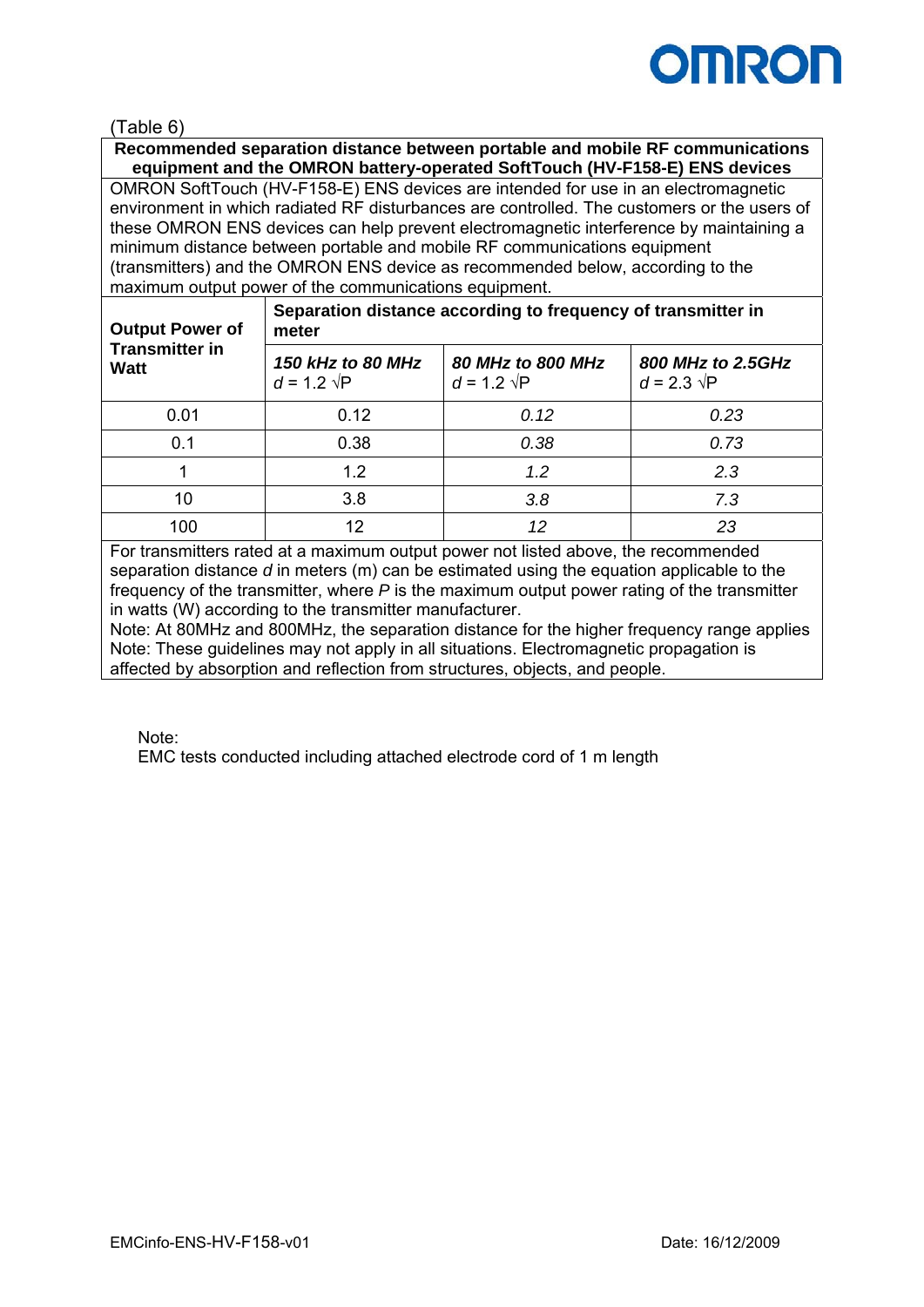(Table 6)

| Recommended separation distance between portable and mobile RF communications equipment and the OMRON battery-operated SoftTouch (HV-F158-E) ENS devices | | | |
|---|---|---|---|
| OMRON SoftTouch (HV-F158-E) ENS devices are intended for use in an electromagnetic environment in which radiated RF disturbances are controlled. The customers or the users of these OMRON ENS devices can help prevent electromagnetic interference by maintaining a minimum distance between portable and mobile RF communications equipment (transmitters) and the OMRON ENS device as recommended below, according to the maximum output power of the communications equipment. | | | |
| **Output Power of Transmitter in Watt** | **Separation distance according to frequency of transmitter in meter** | | |
| | ***150 kHz to 80 MHz*** $d = 1.2 \sqrt{P}$ | ***80 MHz to 800 MHz*** $d = 1.2 \sqrt{P}$ | ***800 MHz to 2.5GHz*** $d = 2.3 \sqrt{P}$ |
| 0.01 | 0.12 | *0.12* | *0.23* |
| 0.1 | 0.38 | *0.38* | *0.73* |
| 1 | 1.2 | *1.2* | *2.3* |
| 10 | 3.8 | *3.8* | *7.3* |
| 100 | 12 | *12* | *23* |

For transmitters rated at a maximum output power not listed above, the recommended separation distance *d* in meters (m) can be estimated using the equation applicable to the frequency of the transmitter, where *P* is the maximum output power rating of the transmitter in watts (W) according to the transmitter manufacturer.
Note: At 80MHz and 800MHz, the separation distance for the higher frequency range applies
Note: These guidelines may not apply in all situations. Electromagnetic propagation is affected by absorption and reflection from structures, objects, and people.

Note:
EMC tests conducted including attached electrode cord of 1 m length

EMCinfo-ENS-HV-F158-v01 Date: 16/12/2009